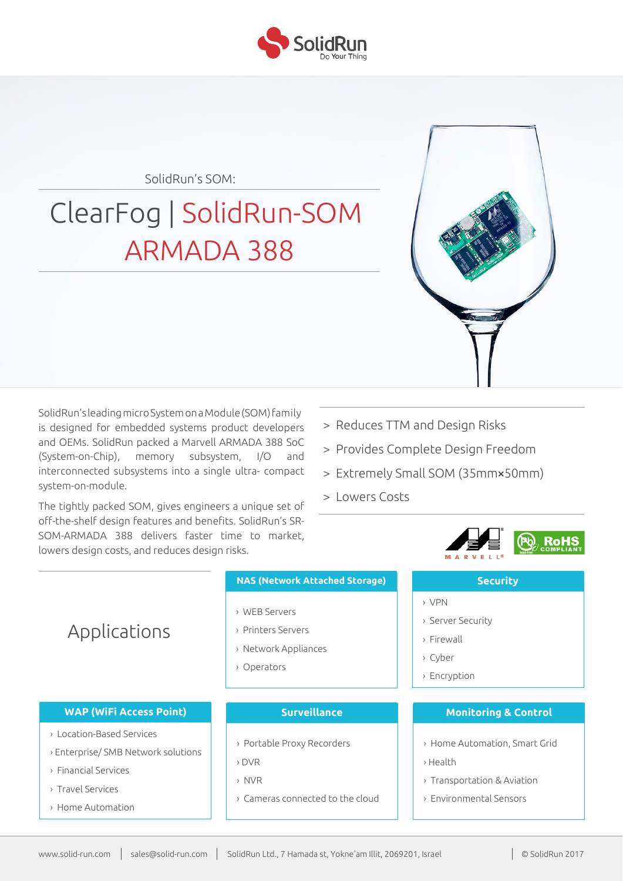SolidRun
Do Your Thing

SolidRun's SOM:

# ClearFog | SolidRun-SOM ARMADA 388

SolidRun's leading micro System on a Module (SOM) family is designed for embedded systems product developers and OEMs. SolidRun packed a Marvell ARMADA 388 SoC (System-on-Chip), memory subsystem, I/O and interconnected subsystems into a single ultra- compact system-on-module.

The tightly packed SOM, gives engineers a unique set of off-the-shelf design features and benefits. SolidRun's SR-SOM-ARMADA 388 delivers faster time to market, lowers design costs, and reduces design risks.

> Reduces TTM and Design Risks
> Provides Complete Design Freedom
> Extremely Small SOM (35mm×50mm)
> Lowers Costs

MARVELL®

RoHS COMPLIANT

## Applications

### NAS (Network Attached Storage)

- WEB Servers
- Printers Servers
- Network Appliances
- Operators

### Security

- VPN
- Server Security
- Firewall
- Cyber
- Encryption

### WAP (WiFi Access Point)

- Location-Based Services
- Enterprise/ SMB Network solutions
- Financial Services
- Travel Services
- Home Automation

### Surveillance

- Portable Proxy Recorders
- DVR
- NVR
- Cameras connected to the cloud

### Monitoring & Control

- Home Automation, Smart Grid
- Health
- Transportation & Aviation
- Environmental Sensors

www.solid-run.com | sales@solid-run.com | SolidRun Ltd., 7 Hamada st, Yokne'am Illit, 2069201, Israel | © SolidRun 2017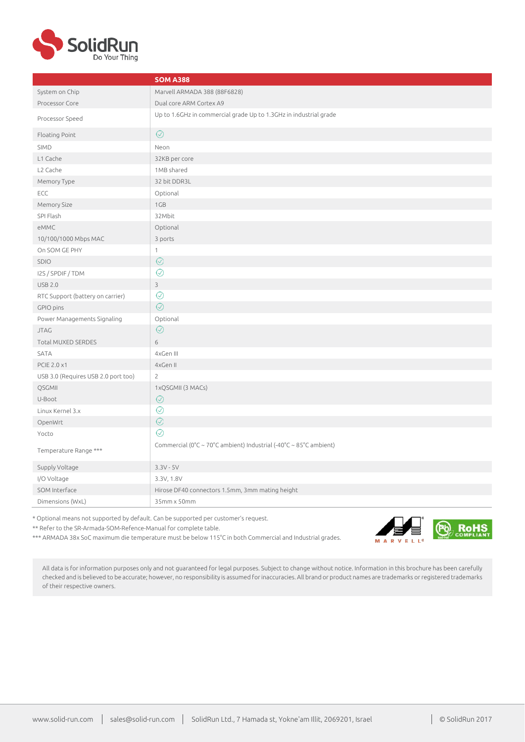| | SOM A388 |
|---|---|
| System on Chip | Marvell ARMADA 388 (88F6828) |
| Processor Core | Dual core ARM Cortex A9 |
| Processor Speed | Up to 1.6GHz in commercial grade Up to 1.3GHz in industrial grade |
| Floating Point | ✓ |
| SIMD | Neon |
| L1 Cache | 32KB per core |
| L2 Cache | 1MB shared |
| Memory Type | 32 bit DDR3L |
| ECC | Optional |
| Memory Size | 1GB |
| SPI Flash | 32Mbit |
| eMMC | Optional |
| 10/100/1000 Mbps MAC | 3 ports |
| On SOM GE PHY | 1 |
| SDIO | ✓ |
| I2S / SPDIF / TDM | ✓ |
| USB 2.0 | 3 |
| RTC Support (battery on carrier) | ✓ |
| GPIO pins | ✓ |
| Power Managements Signaling | Optional |
| JTAG | ✓ |
| Total MUXED SERDES | 6 |
| SATA | 4xGen III |
| PCIE 2.0 x1 | 4xGen II |
| USB 3.0 (Requires USB 2.0 port too) | 2 |
| QSGMII | 1xQSGMII (3 MACs) |
| U-Boot | ✓ |
| Linux Kernel 3.x | ✓ |
| OpenWrt | ✓ |
| Yocto | ✓ |
| Temperature Range *** | Commercial (0°C ~ 70°C ambient) Industrial (-40°C ~ 85°C ambient) |
| Supply Voltage | 3.3V - 5V |
| I/O Voltage | 3.3V, 1.8V |
| SOM Interface | Hirose DF40 connectors 1.5mm, 3mm mating height |
| Dimensions (WxL) | 35mm x 50mm |

* Optional means not supported by default. Can be supported per customer's request.

** Refer to the SR-Armada-SOM-Refence-Manual for complete table.

*** ARMADA 38x SoC maximum die temperature must be below 115°C in both Commercial and Industrial grades.

All data is for information purposes only and not guaranteed for legal purposes. Subject to change without notice. Information in this brochure has been carefully checked and is believed to be accurate; however, no responsibility is assumed for inaccuracies. All brand or product names are trademarks or registered trademarks of their respective owners.

www.solid-run.com | sales@solid-run.com | SolidRun Ltd., 7 Hamada st, Yokne'am Illit, 2069201, Israel | © SolidRun 2017